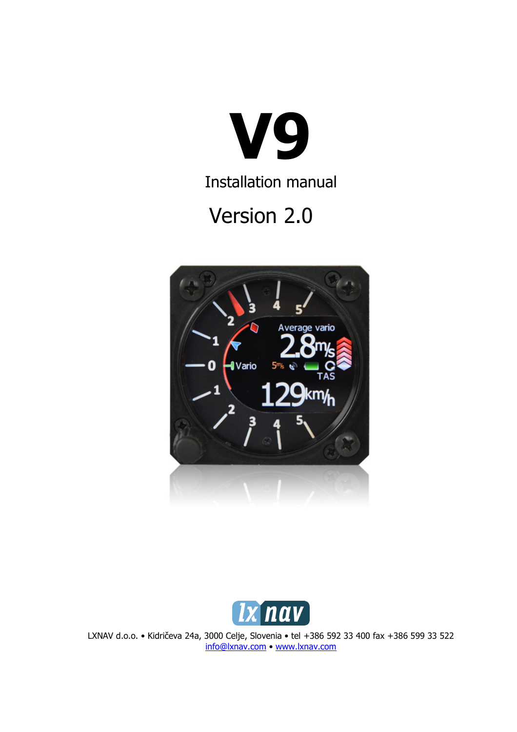# V9

Installation manual

Version 2.0

LXNAV d.o.o. • Kidričeva 24a, 3000 Celje, Slovenia • tel +386 592 33 400 fax +386 599 33 522
info@lxnav.com • www.lxnav.com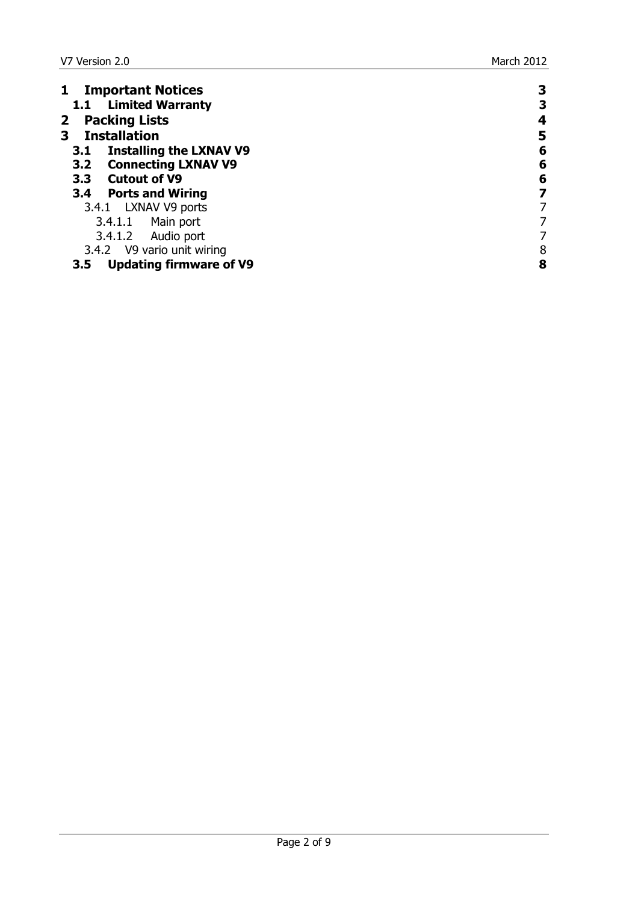**1 Important Notices** 3

**1.1 Limited Warranty** 3

**2 Packing Lists** 4

**3 Installation** 5

**3.1 Installing the LXNAV V9** 6

**3.2 Connecting LXNAV V9** 6

**3.3 Cutout of V9** 6

**3.4 Ports and Wiring** 7

3.4.1 LXNAV V9 ports 7

3.4.1.1 Main port 7

3.4.1.2 Audio port 7

3.4.2 V9 vario unit wiring 8

**3.5 Updating firmware of V9** 8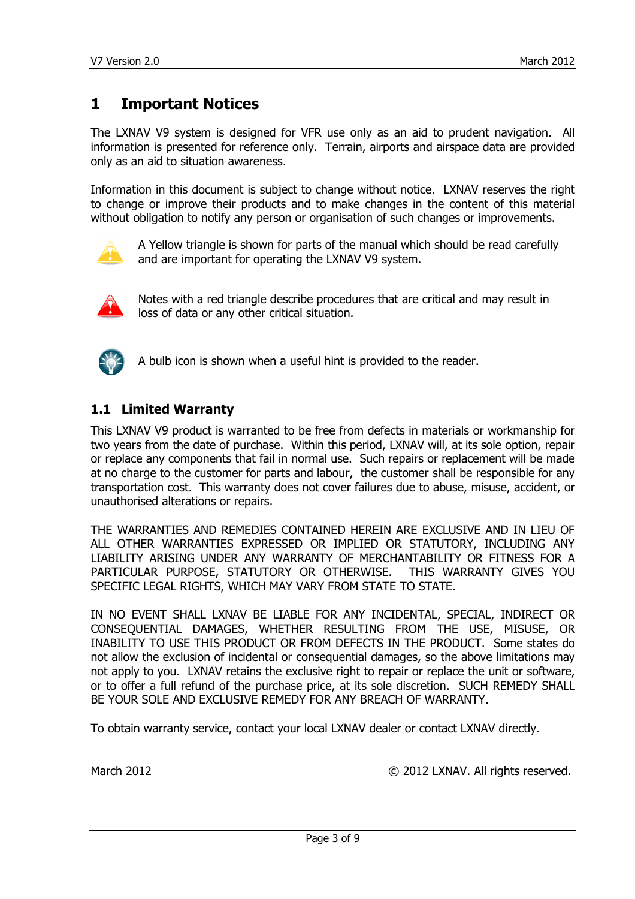# 1 Important Notices

The LXNAV V9 system is designed for VFR use only as an aid to prudent navigation. All information is presented for reference only. Terrain, airports and airspace data are provided only as an aid to situation awareness.

Information in this document is subject to change without notice. LXNAV reserves the right to change or improve their products and to make changes in the content of this material without obligation to notify any person or organisation of such changes or improvements.

A Yellow triangle is shown for parts of the manual which should be read carefully and are important for operating the LXNAV V9 system.

Notes with a red triangle describe procedures that are critical and may result in loss of data or any other critical situation.

A bulb icon is shown when a useful hint is provided to the reader.

## 1.1 Limited Warranty

This LXNAV V9 product is warranted to be free from defects in materials or workmanship for two years from the date of purchase. Within this period, LXNAV will, at its sole option, repair or replace any components that fail in normal use. Such repairs or replacement will be made at no charge to the customer for parts and labour, the customer shall be responsible for any transportation cost. This warranty does not cover failures due to abuse, misuse, accident, or unauthorised alterations or repairs.

THE WARRANTIES AND REMEDIES CONTAINED HEREIN ARE EXCLUSIVE AND IN LIEU OF ALL OTHER WARRANTIES EXPRESSED OR IMPLIED OR STATUTORY, INCLUDING ANY LIABILITY ARISING UNDER ANY WARRANTY OF MERCHANTABILITY OR FITNESS FOR A PARTICULAR PURPOSE, STATUTORY OR OTHERWISE. THIS WARRANTY GIVES YOU SPECIFIC LEGAL RIGHTS, WHICH MAY VARY FROM STATE TO STATE.

IN NO EVENT SHALL LXNAV BE LIABLE FOR ANY INCIDENTAL, SPECIAL, INDIRECT OR CONSEQUENTIAL DAMAGES, WHETHER RESULTING FROM THE USE, MISUSE, OR INABILITY TO USE THIS PRODUCT OR FROM DEFECTS IN THE PRODUCT. Some states do not allow the exclusion of incidental or consequential damages, so the above limitations may not apply to you. LXNAV retains the exclusive right to repair or replace the unit or software, or to offer a full refund of the purchase price, at its sole discretion. SUCH REMEDY SHALL BE YOUR SOLE AND EXCLUSIVE REMEDY FOR ANY BREACH OF WARRANTY.

To obtain warranty service, contact your local LXNAV dealer or contact LXNAV directly.

March 2012 © 2012 LXNAV. All rights reserved.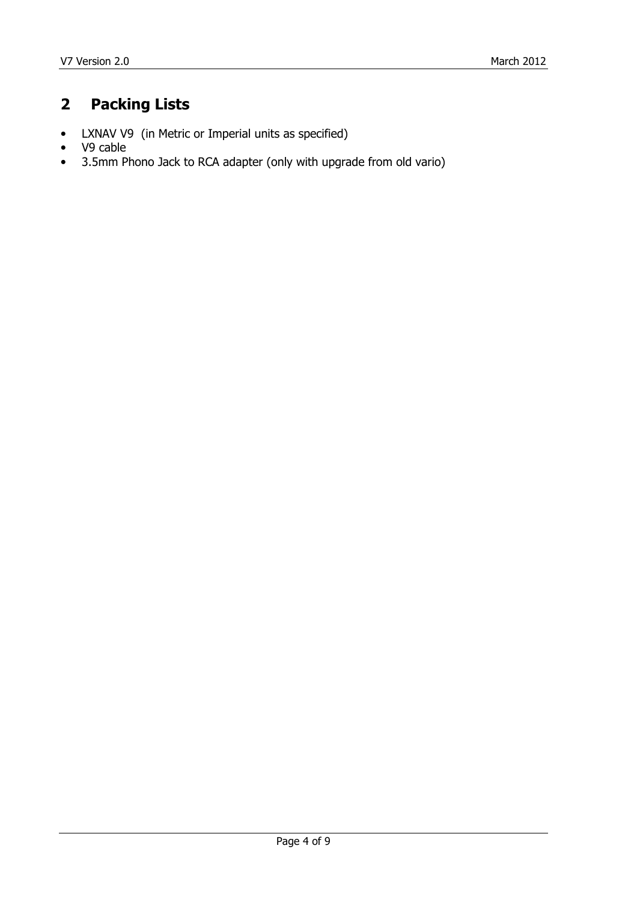# 2 Packing Lists

- LXNAV V9 (in Metric or Imperial units as specified)
- V9 cable
- 3.5mm Phono Jack to RCA adapter (only with upgrade from old vario)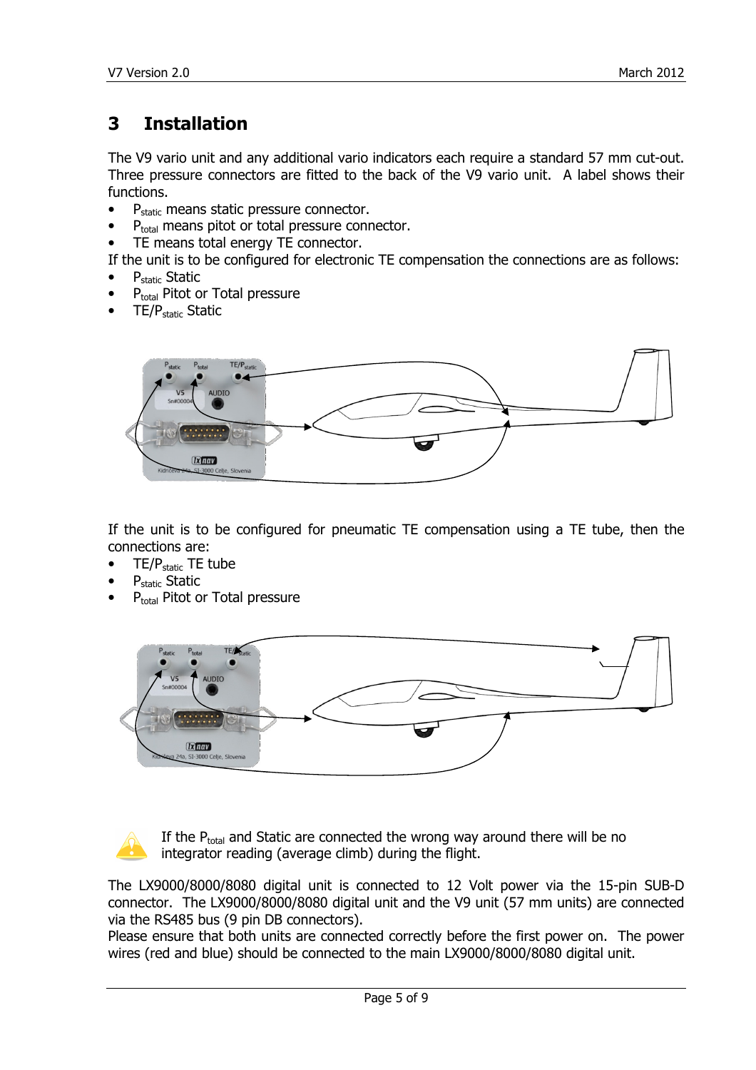# 3 Installation

The V9 vario unit and any additional vario indicators each require a standard 57 mm cut-out. Three pressure connectors are fitted to the back of the V9 vario unit. A label shows their functions.

- $P_{static}$ means static pressure connector.
- $P_{total}$ means pitot or total pressure connector.
- TE means total energy TE connector.

If the unit is to be configured for electronic TE compensation the connections are as follows:

- $P_{static}$ Static
- $P_{total}$ Pitot or Total pressure
- TE/$P_{static}$ Static

If the unit is to be configured for pneumatic TE compensation using a TE tube, then the connections are:

- TE/$P_{static}$ TE tube
- $P_{static}$ Static
- $P_{total}$ Pitot or Total pressure

If the $P_{total}$ and Static are connected the wrong way around there will be no integrator reading (average climb) during the flight.

The LX9000/8000/8080 digital unit is connected to 12 Volt power via the 15-pin SUB-D connector. The LX9000/8000/8080 digital unit and the V9 unit (57 mm units) are connected via the RS485 bus (9 pin DB connectors).

Please ensure that both units are connected correctly before the first power on. The power wires (red and blue) should be connected to the main LX9000/8000/8080 digital unit.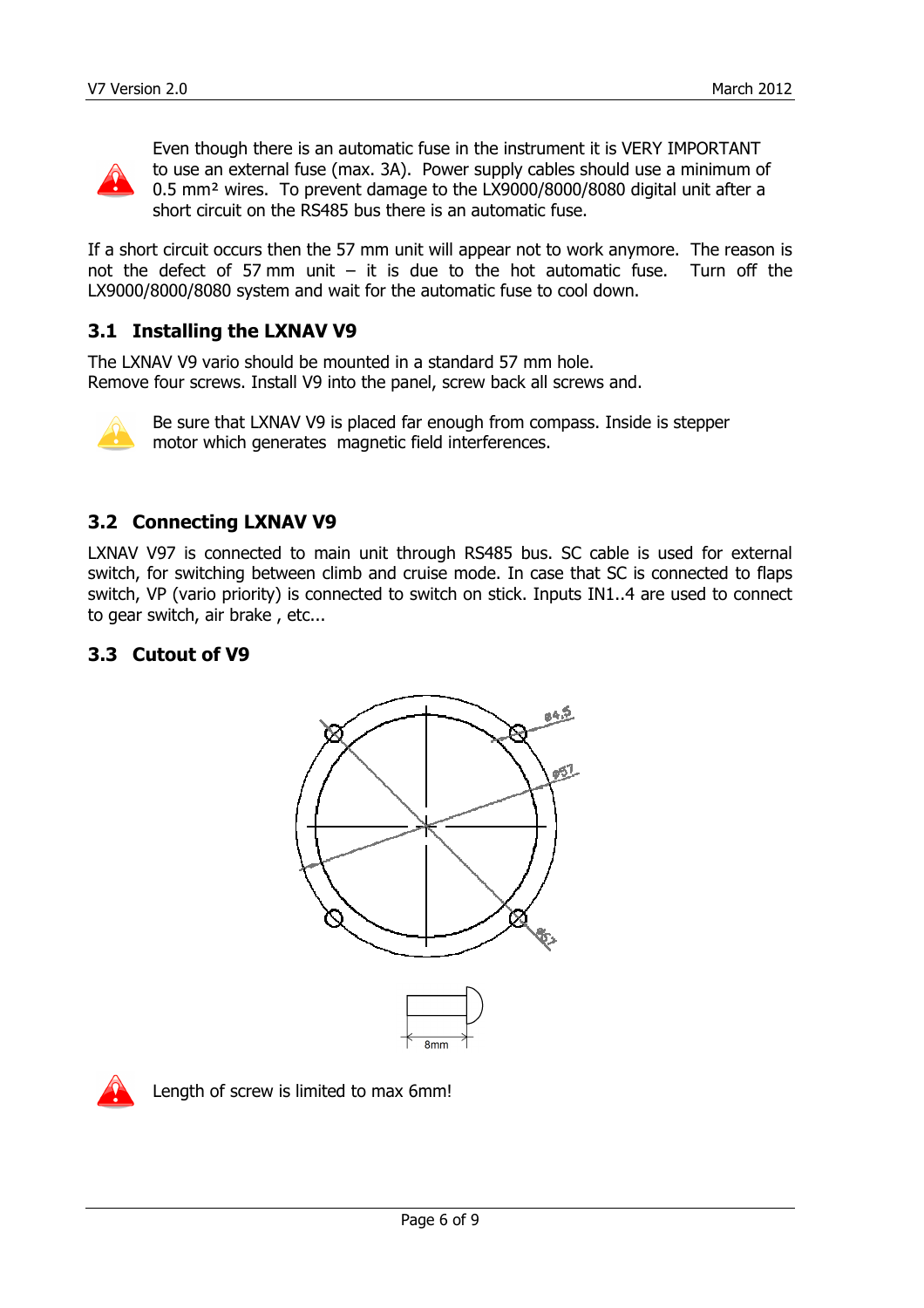Even though there is an automatic fuse in the instrument it is VERY IMPORTANT to use an external fuse (max. 3A). Power supply cables should use a minimum of 0.5 mm² wires. To prevent damage to the LX9000/8000/8080 digital unit after a short circuit on the RS485 bus there is an automatic fuse.

If a short circuit occurs then the 57 mm unit will appear not to work anymore. The reason is not the defect of 57 mm unit – it is due to the hot automatic fuse. Turn off the LX9000/8000/8080 system and wait for the automatic fuse to cool down.

## 3.1 Installing the LXNAV V9

The LXNAV V9 vario should be mounted in a standard 57 mm hole.
Remove four screws. Install V9 into the panel, screw back all screws and.

Be sure that LXNAV V9 is placed far enough from compass. Inside is stepper motor which generates magnetic field interferences.

## 3.2 Connecting LXNAV V9

LXNAV V97 is connected to main unit through RS485 bus. SC cable is used for external switch, for switching between climb and cruise mode. In case that SC is connected to flaps switch, VP (vario priority) is connected to switch on stick. Inputs IN1..4 are used to connect to gear switch, air brake , etc...

## 3.3 Cutout of V9

Length of screw is limited to max 6mm!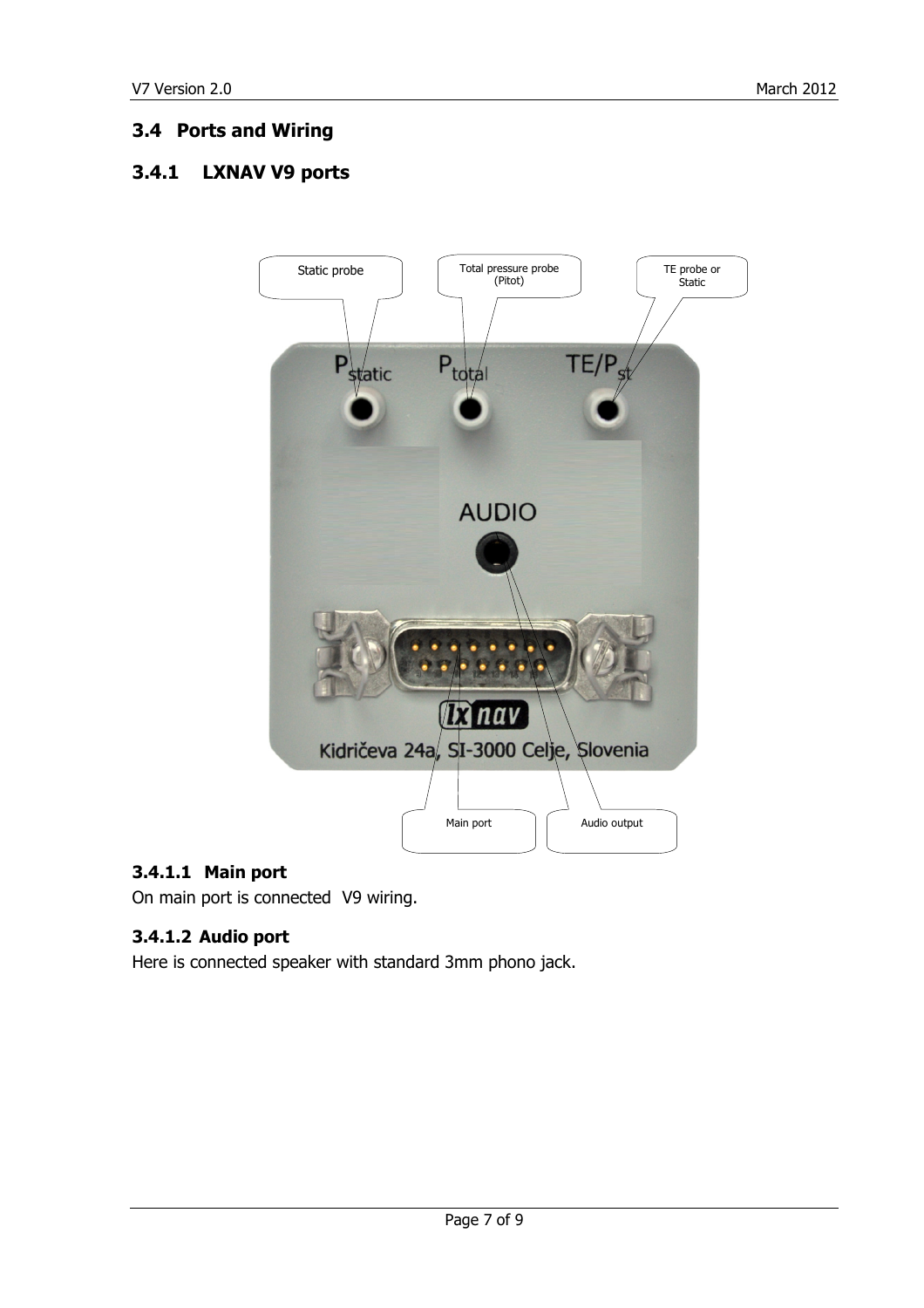## 3.4 Ports and Wiring

### 3.4.1 LXNAV V9 ports

Static probe

Total pressure probe (Pitot)

TE probe or Static

Main port

Audio output

#### 3.4.1.1 Main port

On main port is connected V9 wiring.

#### 3.4.1.2 Audio port

Here is connected speaker with standard 3mm phono jack.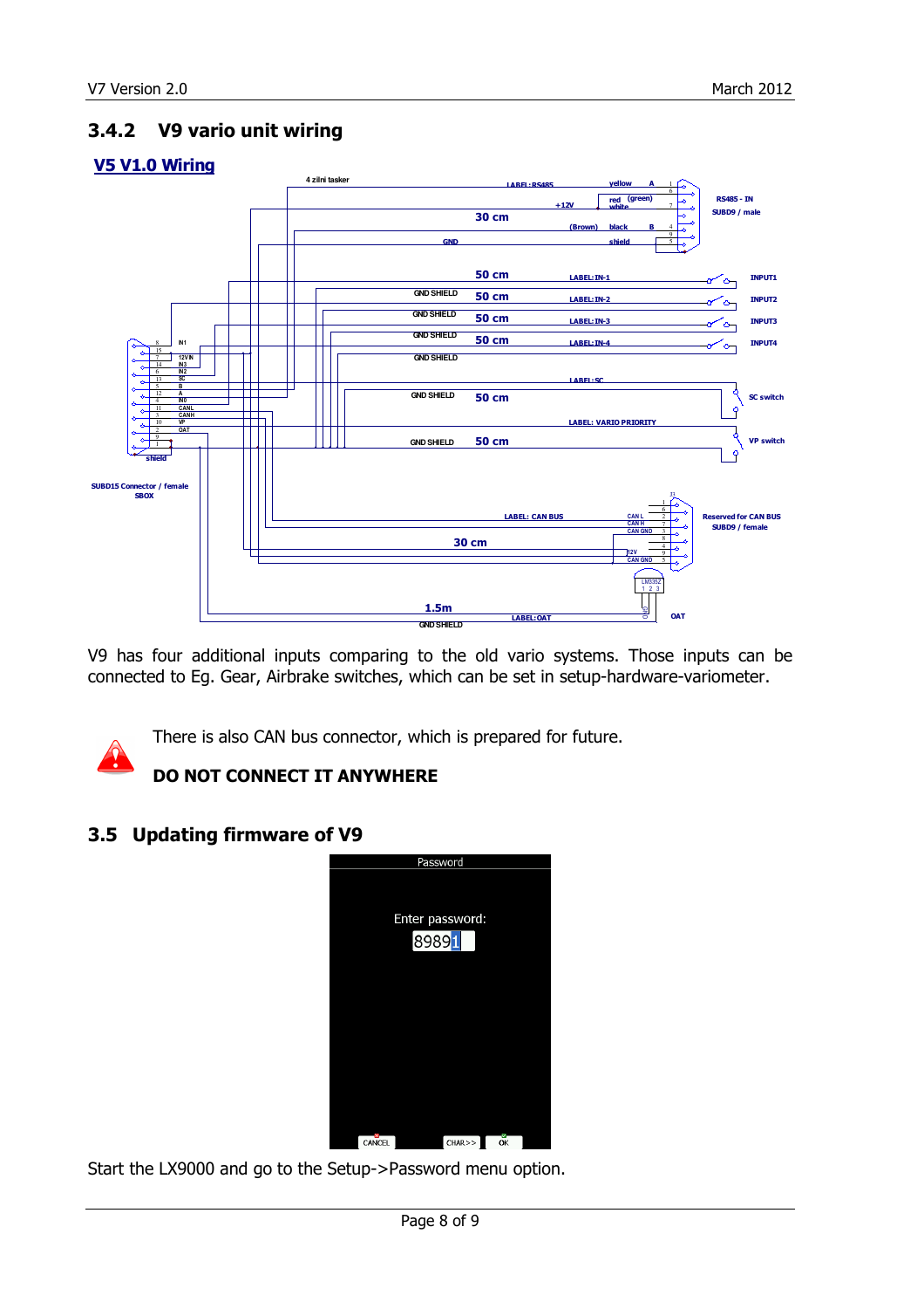### 3.4.2 V9 vario unit wiring

**V5 V1.0 Wiring**

V9 has four additional inputs comparing to the old vario systems. Those inputs can be connected to Eg. Gear, Airbrake switches, which can be set in setup-hardware-variometer.

There is also CAN bus connector, which is prepared for future.

**DO NOT CONNECT IT ANYWHERE**

## 3.5 Updating firmware of V9

Start the LX9000 and go to the Setup->Password menu option.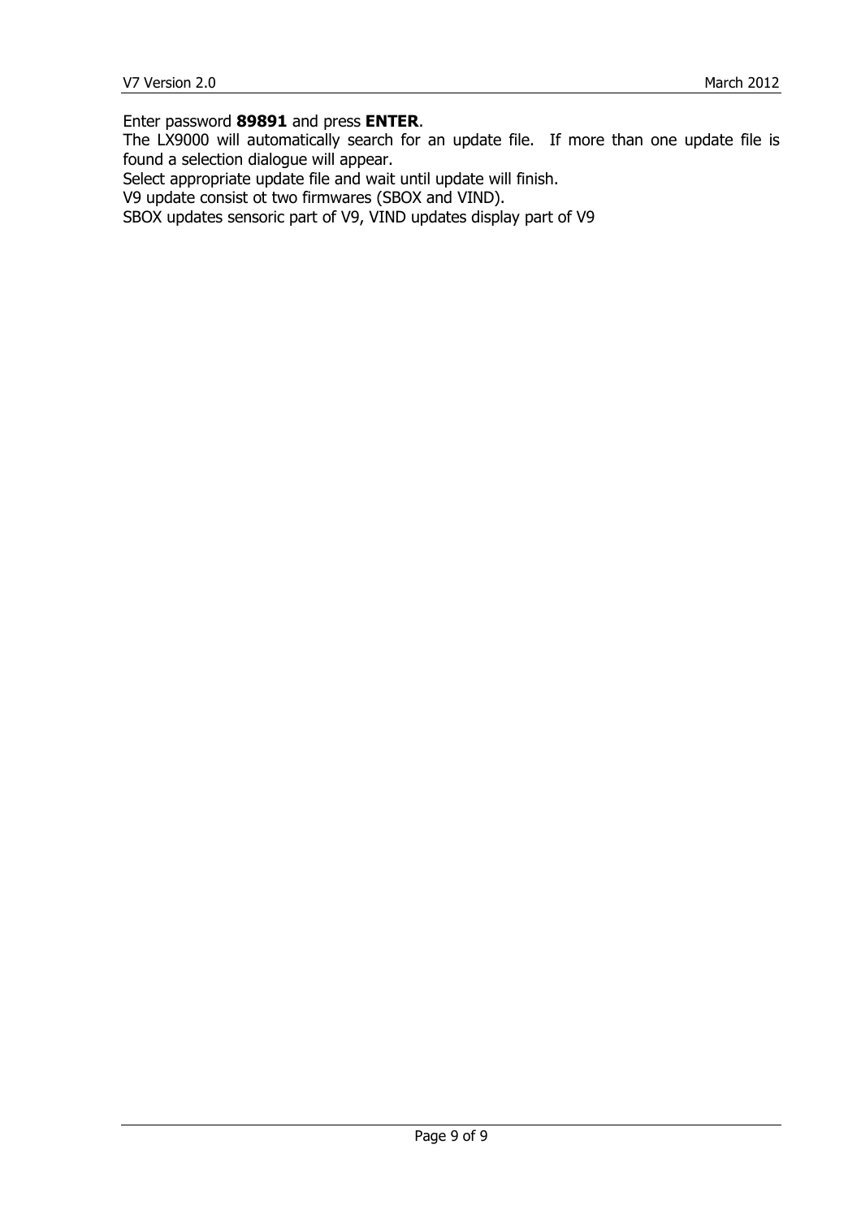Enter password **89891** and press **ENTER**.

The LX9000 will automatically search for an update file. If more than one update file is found a selection dialogue will appear.

Select appropriate update file and wait until update will finish.

V9 update consist ot two firmwares (SBOX and VIND).

SBOX updates sensoric part of V9, VIND updates display part of V9